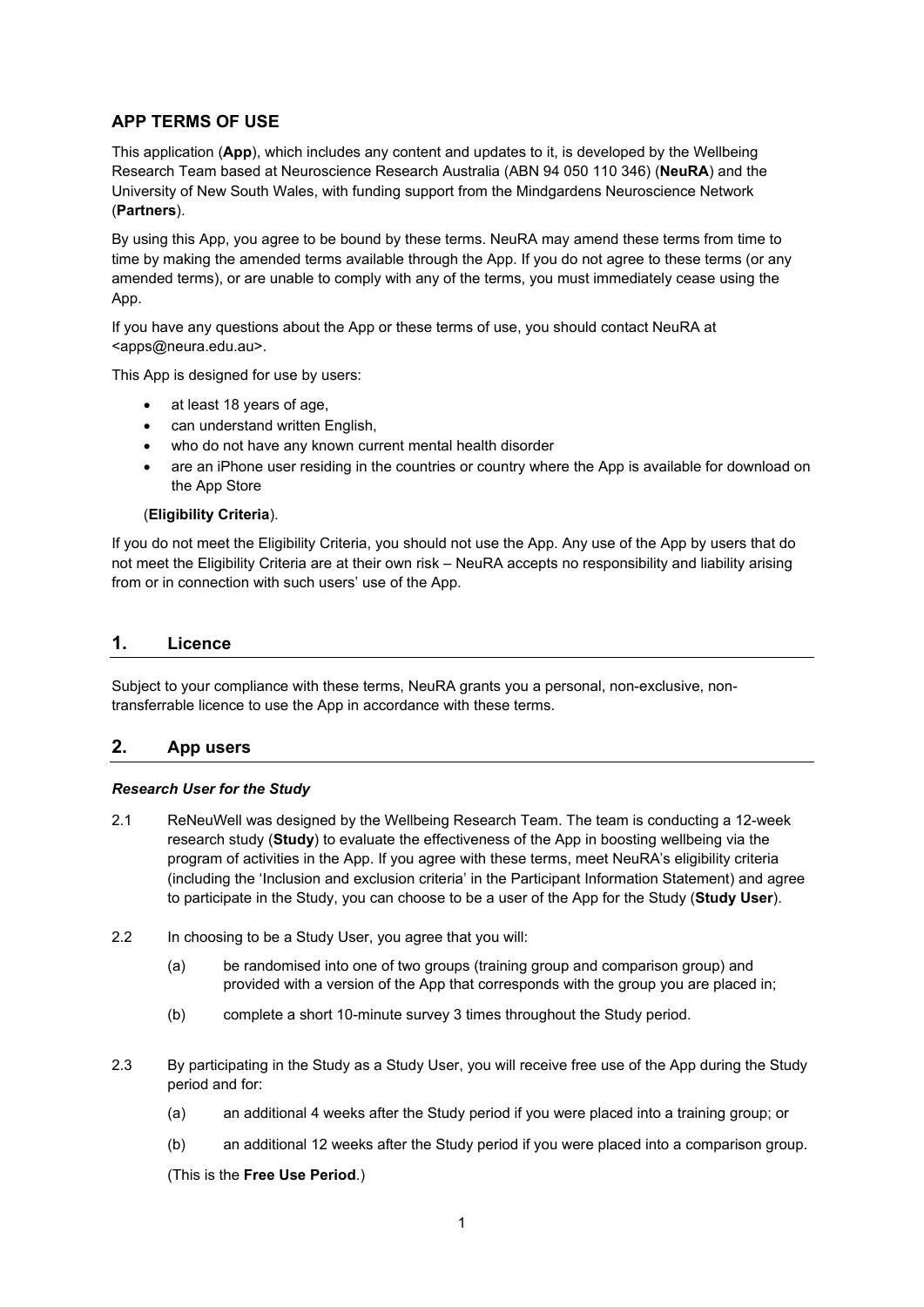## APP TERMS OF USE

This application (**App**), which includes any content and updates to it, is developed by the Wellbeing Research Team based at Neuroscience Research Australia (ABN 94 050 110 346) (**NeuRA**) and the University of New South Wales, with funding support from the Mindgardens Neuroscience Network (**Partners**).

By using this App, you agree to be bound by these terms. NeuRA may amend these terms from time to time by making the amended terms available through the App. If you do not agree to these terms (or any amended terms), or are unable to comply with any of the terms, you must immediately cease using the App.

If you have any questions about the App or these terms of use, you should contact NeuRA at <apps@neura.edu.au>.

This App is designed for use by users:

- at least 18 years of age,
- can understand written English,
- who do not have any known current mental health disorder
- are an iPhone user residing in the countries or country where the App is available for download on the App Store

(**Eligibility Criteria**).

If you do not meet the Eligibility Criteria, you should not use the App. Any use of the App by users that do not meet the Eligibility Criteria are at their own risk – NeuRA accepts no responsibility and liability arising from or in connection with such users' use of the App.

## 1. Licence

Subject to your compliance with these terms, NeuRA grants you a personal, non-exclusive, non-transferrable licence to use the App in accordance with these terms.

## 2. App users

***Research User for the Study***

2.1 ReNeuWell was designed by the Wellbeing Research Team. The team is conducting a 12-week research study (**Study**) to evaluate the effectiveness of the App in boosting wellbeing via the program of activities in the App. If you agree with these terms, meet NeuRA's eligibility criteria (including the 'Inclusion and exclusion criteria' in the Participant Information Statement) and agree to participate in the Study, you can choose to be a user of the App for the Study (**Study User**).

2.2 In choosing to be a Study User, you agree that you will:

(a) be randomised into one of two groups (training group and comparison group) and provided with a version of the App that corresponds with the group you are placed in;

(b) complete a short 10-minute survey 3 times throughout the Study period.

2.3 By participating in the Study as a Study User, you will receive free use of the App during the Study period and for:

(a) an additional 4 weeks after the Study period if you were placed into a training group; or

(b) an additional 12 weeks after the Study period if you were placed into a comparison group.

(This is the **Free Use Period**.)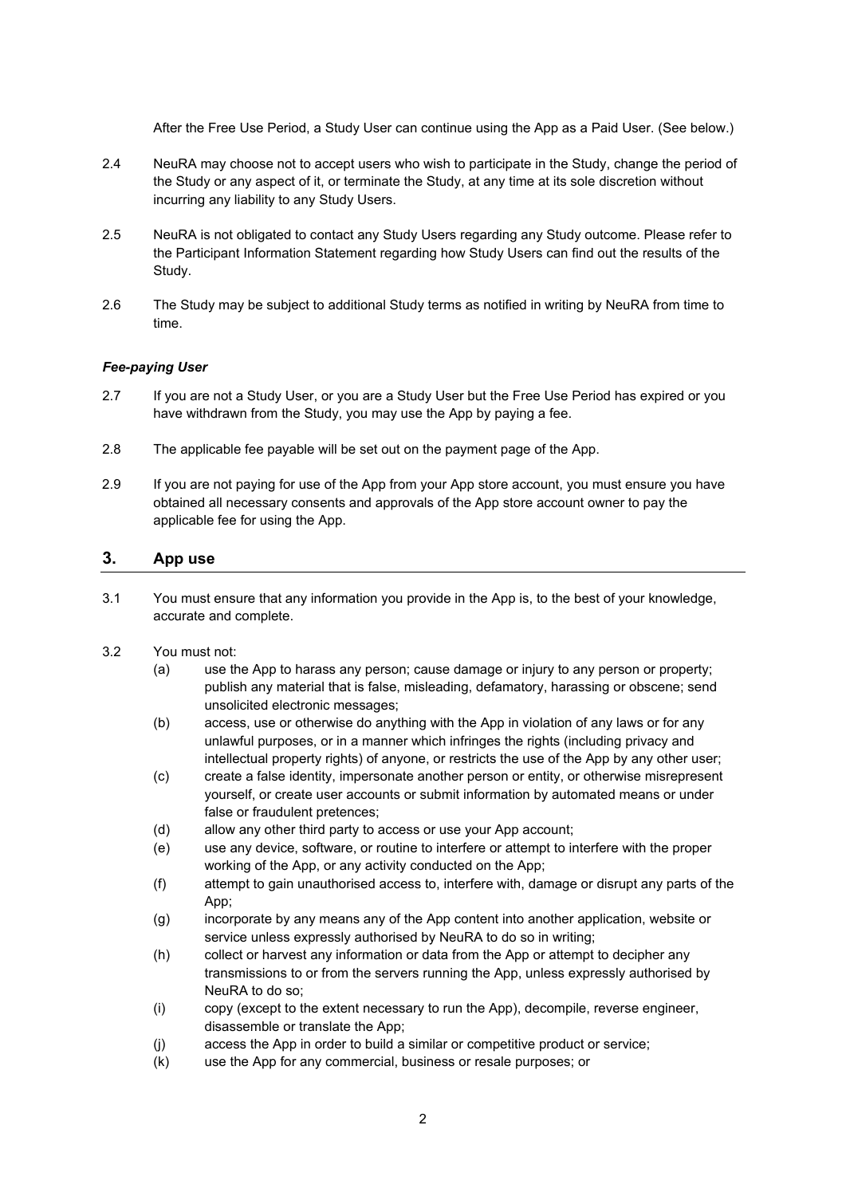After the Free Use Period, a Study User can continue using the App as a Paid User. (See below.)

2.4 NeuRA may choose not to accept users who wish to participate in the Study, change the period of the Study or any aspect of it, or terminate the Study, at any time at its sole discretion without incurring any liability to any Study Users.

2.5 NeuRA is not obligated to contact any Study Users regarding any Study outcome. Please refer to the Participant Information Statement regarding how Study Users can find out the results of the Study.

2.6 The Study may be subject to additional Study terms as notified in writing by NeuRA from time to time.

***Fee-paying User***

2.7 If you are not a Study User, or you are a Study User but the Free Use Period has expired or you have withdrawn from the Study, you may use the App by paying a fee.

2.8 The applicable fee payable will be set out on the payment page of the App.

2.9 If you are not paying for use of the App from your App store account, you must ensure you have obtained all necessary consents and approvals of the App store account owner to pay the applicable fee for using the App.

## 3. App use

3.1 You must ensure that any information you provide in the App is, to the best of your knowledge, accurate and complete.

3.2 You must not:

- (a) use the App to harass any person; cause damage or injury to any person or property; publish any material that is false, misleading, defamatory, harassing or obscene; send unsolicited electronic messages;
- (b) access, use or otherwise do anything with the App in violation of any laws or for any unlawful purposes, or in a manner which infringes the rights (including privacy and intellectual property rights) of anyone, or restricts the use of the App by any other user;
- (c) create a false identity, impersonate another person or entity, or otherwise misrepresent yourself, or create user accounts or submit information by automated means or under false or fraudulent pretences;
- (d) allow any other third party to access or use your App account;
- (e) use any device, software, or routine to interfere or attempt to interfere with the proper working of the App, or any activity conducted on the App;
- (f) attempt to gain unauthorised access to, interfere with, damage or disrupt any parts of the App;
- (g) incorporate by any means any of the App content into another application, website or service unless expressly authorised by NeuRA to do so in writing;
- (h) collect or harvest any information or data from the App or attempt to decipher any transmissions to or from the servers running the App, unless expressly authorised by NeuRA to do so;
- (i) copy (except to the extent necessary to run the App), decompile, reverse engineer, disassemble or translate the App;
- (j) access the App in order to build a similar or competitive product or service;
- (k) use the App for any commercial, business or resale purposes; or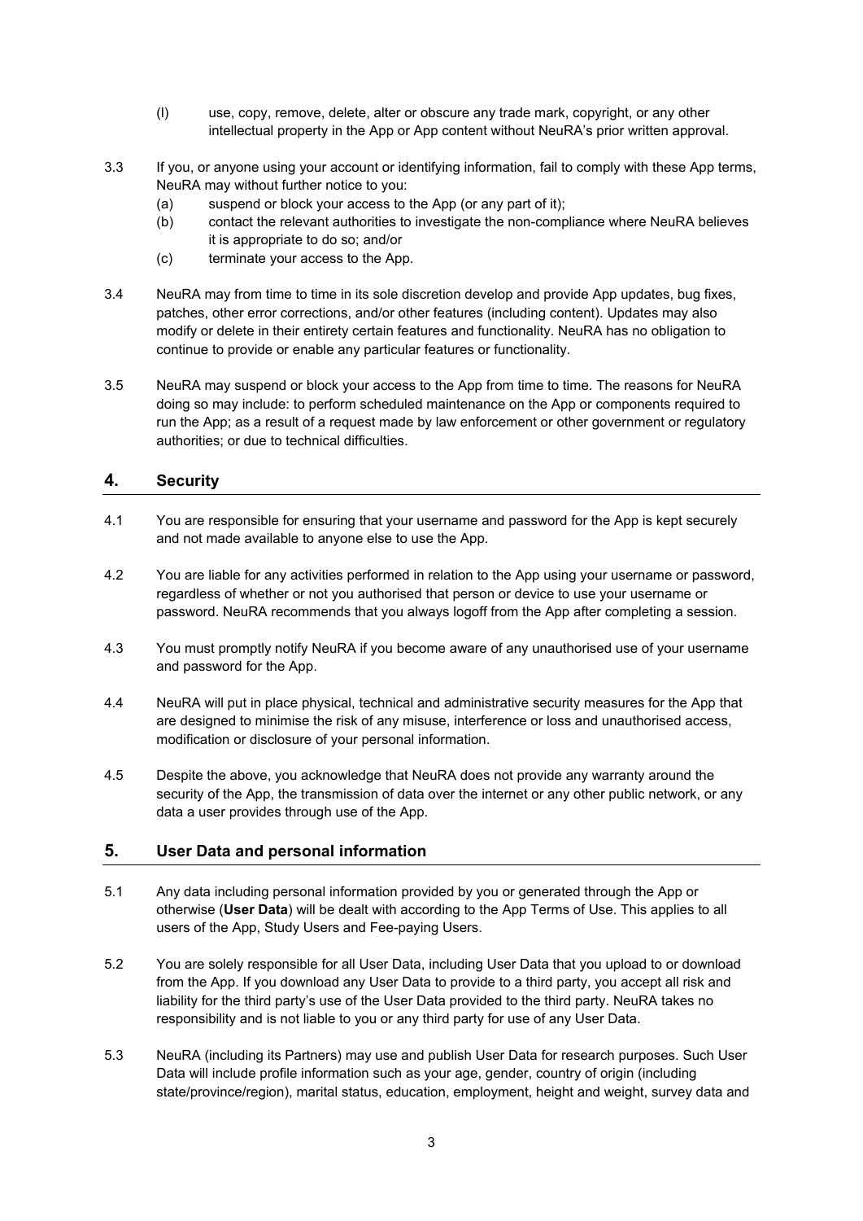(l) use, copy, remove, delete, alter or obscure any trade mark, copyright, or any other intellectual property in the App or App content without NeuRA's prior written approval.

3.3 If you, or anyone using your account or identifying information, fail to comply with these App terms, NeuRA may without further notice to you:

(a) suspend or block your access to the App (or any part of it);

(b) contact the relevant authorities to investigate the non-compliance where NeuRA believes it is appropriate to do so; and/or

(c) terminate your access to the App.

3.4 NeuRA may from time to time in its sole discretion develop and provide App updates, bug fixes, patches, other error corrections, and/or other features (including content). Updates may also modify or delete in their entirety certain features and functionality. NeuRA has no obligation to continue to provide or enable any particular features or functionality.

3.5 NeuRA may suspend or block your access to the App from time to time. The reasons for NeuRA doing so may include: to perform scheduled maintenance on the App or components required to run the App; as a result of a request made by law enforcement or other government or regulatory authorities; or due to technical difficulties.

## 4. Security

4.1 You are responsible for ensuring that your username and password for the App is kept securely and not made available to anyone else to use the App.

4.2 You are liable for any activities performed in relation to the App using your username or password, regardless of whether or not you authorised that person or device to use your username or password. NeuRA recommends that you always logoff from the App after completing a session.

4.3 You must promptly notify NeuRA if you become aware of any unauthorised use of your username and password for the App.

4.4 NeuRA will put in place physical, technical and administrative security measures for the App that are designed to minimise the risk of any misuse, interference or loss and unauthorised access, modification or disclosure of your personal information.

4.5 Despite the above, you acknowledge that NeuRA does not provide any warranty around the security of the App, the transmission of data over the internet or any other public network, or any data a user provides through use of the App.

## 5. User Data and personal information

5.1 Any data including personal information provided by you or generated through the App or otherwise (**User Data**) will be dealt with according to the App Terms of Use. This applies to all users of the App, Study Users and Fee-paying Users.

5.2 You are solely responsible for all User Data, including User Data that you upload to or download from the App. If you download any User Data to provide to a third party, you accept all risk and liability for the third party's use of the User Data provided to the third party. NeuRA takes no responsibility and is not liable to you or any third party for use of any User Data.

5.3 NeuRA (including its Partners) may use and publish User Data for research purposes. Such User Data will include profile information such as your age, gender, country of origin (including state/province/region), marital status, education, employment, height and weight, survey data and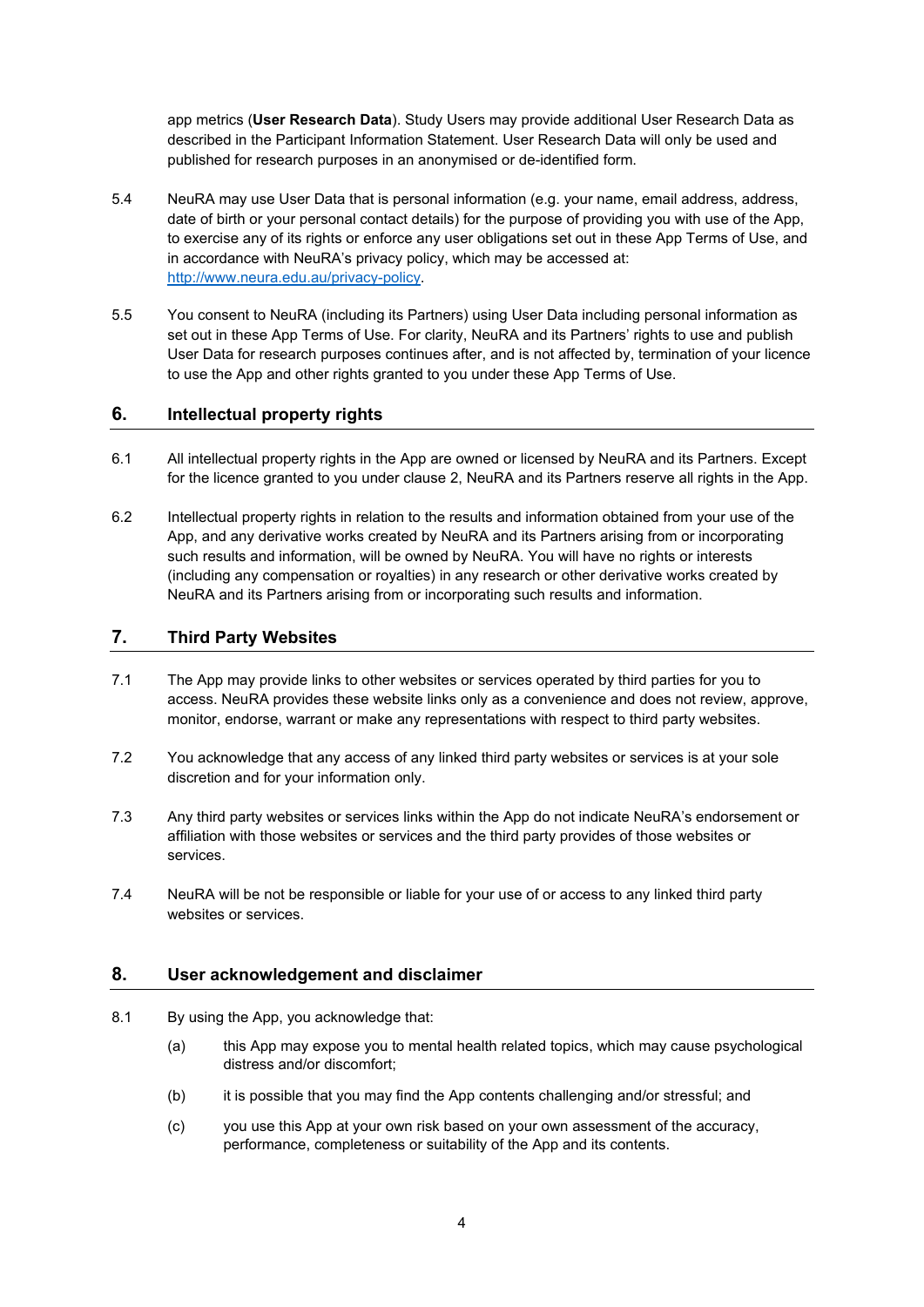app metrics (**User Research Data**). Study Users may provide additional User Research Data as described in the Participant Information Statement. User Research Data will only be used and published for research purposes in an anonymised or de-identified form.

5.4 NeuRA may use User Data that is personal information (e.g. your name, email address, address, date of birth or your personal contact details) for the purpose of providing you with use of the App, to exercise any of its rights or enforce any user obligations set out in these App Terms of Use, and in accordance with NeuRA's privacy policy, which may be accessed at: [http://www.neura.edu.au/privacy-policy](http://www.neura.edu.au/privacy-policy).

5.5 You consent to NeuRA (including its Partners) using User Data including personal information as set out in these App Terms of Use. For clarity, NeuRA and its Partners' rights to use and publish User Data for research purposes continues after, and is not affected by, termination of your licence to use the App and other rights granted to you under these App Terms of Use.

## 6. Intellectual property rights

6.1 All intellectual property rights in the App are owned or licensed by NeuRA and its Partners. Except for the licence granted to you under clause 2, NeuRA and its Partners reserve all rights in the App.

6.2 Intellectual property rights in relation to the results and information obtained from your use of the App, and any derivative works created by NeuRA and its Partners arising from or incorporating such results and information, will be owned by NeuRA. You will have no rights or interests (including any compensation or royalties) in any research or other derivative works created by NeuRA and its Partners arising from or incorporating such results and information.

## 7. Third Party Websites

7.1 The App may provide links to other websites or services operated by third parties for you to access. NeuRA provides these website links only as a convenience and does not review, approve, monitor, endorse, warrant or make any representations with respect to third party websites.

7.2 You acknowledge that any access of any linked third party websites or services is at your sole discretion and for your information only.

7.3 Any third party websites or services links within the App do not indicate NeuRA's endorsement or affiliation with those websites or services and the third party provides of those websites or services.

7.4 NeuRA will be not be responsible or liable for your use of or access to any linked third party websites or services.

## 8. User acknowledgement and disclaimer

8.1 By using the App, you acknowledge that:

(a) this App may expose you to mental health related topics, which may cause psychological distress and/or discomfort;

(b) it is possible that you may find the App contents challenging and/or stressful; and

(c) you use this App at your own risk based on your own assessment of the accuracy, performance, completeness or suitability of the App and its contents.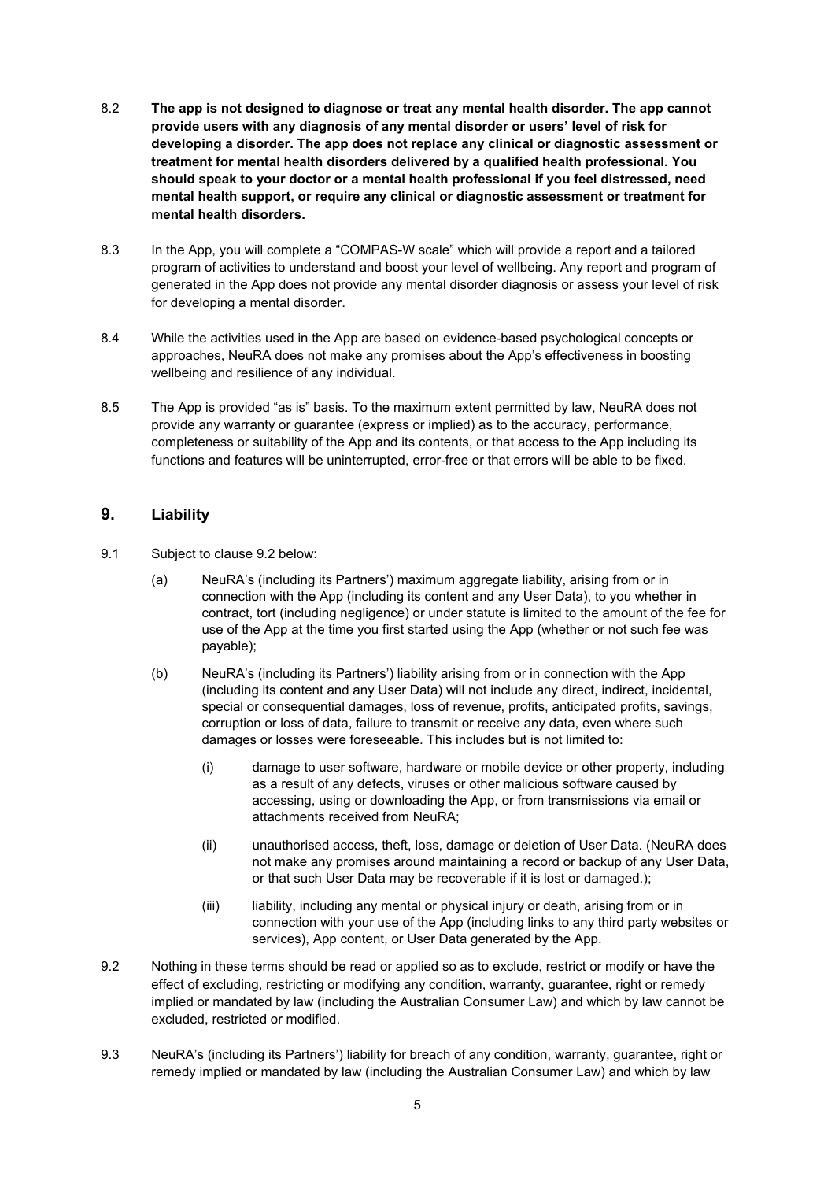8.2 **The app is not designed to diagnose or treat any mental health disorder. The app cannot provide users with any diagnosis of any mental disorder or users' level of risk for developing a disorder. The app does not replace any clinical or diagnostic assessment or treatment for mental health disorders delivered by a qualified health professional. You should speak to your doctor or a mental health professional if you feel distressed, need mental health support, or require any clinical or diagnostic assessment or treatment for mental health disorders.**

8.3 In the App, you will complete a "COMPAS-W scale" which will provide a report and a tailored program of activities to understand and boost your level of wellbeing. Any report and program of generated in the App does not provide any mental disorder diagnosis or assess your level of risk for developing a mental disorder.

8.4 While the activities used in the App are based on evidence-based psychological concepts or approaches, NeuRA does not make any promises about the App's effectiveness in boosting wellbeing and resilience of any individual.

8.5 The App is provided "as is" basis. To the maximum extent permitted by law, NeuRA does not provide any warranty or guarantee (express or implied) as to the accuracy, performance, completeness or suitability of the App and its contents, or that access to the App including its functions and features will be uninterrupted, error-free or that errors will be able to be fixed.

## 9. Liability

9.1 Subject to clause 9.2 below:

(a) NeuRA's (including its Partners') maximum aggregate liability, arising from or in connection with the App (including its content and any User Data), to you whether in contract, tort (including negligence) or under statute is limited to the amount of the fee for use of the App at the time you first started using the App (whether or not such fee was payable);

(b) NeuRA's (including its Partners') liability arising from or in connection with the App (including its content and any User Data) will not include any direct, indirect, incidental, special or consequential damages, loss of revenue, profits, anticipated profits, savings, corruption or loss of data, failure to transmit or receive any data, even where such damages or losses were foreseeable. This includes but is not limited to:

(i) damage to user software, hardware or mobile device or other property, including as a result of any defects, viruses or other malicious software caused by accessing, using or downloading the App, or from transmissions via email or attachments received from NeuRA;

(ii) unauthorised access, theft, loss, damage or deletion of User Data. (NeuRA does not make any promises around maintaining a record or backup of any User Data, or that such User Data may be recoverable if it is lost or damaged.);

(iii) liability, including any mental or physical injury or death, arising from or in connection with your use of the App (including links to any third party websites or services), App content, or User Data generated by the App.

9.2 Nothing in these terms should be read or applied so as to exclude, restrict or modify or have the effect of excluding, restricting or modifying any condition, warranty, guarantee, right or remedy implied or mandated by law (including the Australian Consumer Law) and which by law cannot be excluded, restricted or modified.

9.3 NeuRA's (including its Partners') liability for breach of any condition, warranty, guarantee, right or remedy implied or mandated by law (including the Australian Consumer Law) and which by law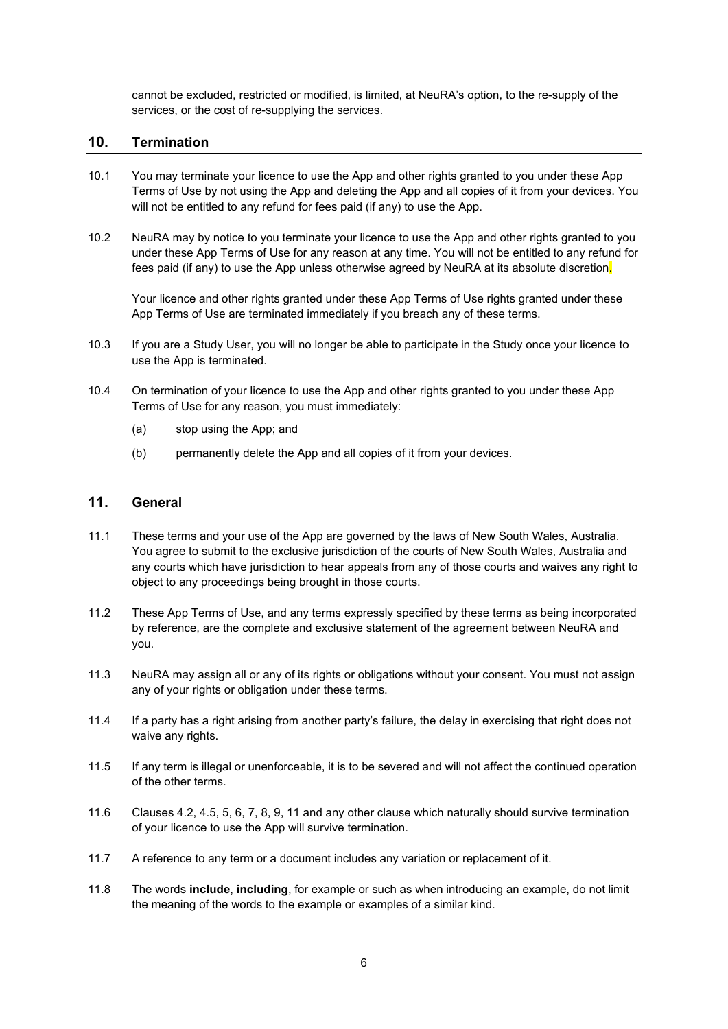cannot be excluded, restricted or modified, is limited, at NeuRA's option, to the re-supply of the services, or the cost of re-supplying the services.

## 10. Termination

10.1 You may terminate your licence to use the App and other rights granted to you under these App Terms of Use by not using the App and deleting the App and all copies of it from your devices. You will not be entitled to any refund for fees paid (if any) to use the App.

10.2 NeuRA may by notice to you terminate your licence to use the App and other rights granted to you under these App Terms of Use for any reason at any time. You will not be entitled to any refund for fees paid (if any) to use the App unless otherwise agreed by NeuRA at its absolute discretion.

Your licence and other rights granted under these App Terms of Use rights granted under these App Terms of Use are terminated immediately if you breach any of these terms.

10.3 If you are a Study User, you will no longer be able to participate in the Study once your licence to use the App is terminated.

10.4 On termination of your licence to use the App and other rights granted to you under these App Terms of Use for any reason, you must immediately:

(a) stop using the App; and

(b) permanently delete the App and all copies of it from your devices.

## 11. General

11.1 These terms and your use of the App are governed by the laws of New South Wales, Australia. You agree to submit to the exclusive jurisdiction of the courts of New South Wales, Australia and any courts which have jurisdiction to hear appeals from any of those courts and waives any right to object to any proceedings being brought in those courts.

11.2 These App Terms of Use, and any terms expressly specified by these terms as being incorporated by reference, are the complete and exclusive statement of the agreement between NeuRA and you.

11.3 NeuRA may assign all or any of its rights or obligations without your consent. You must not assign any of your rights or obligation under these terms.

11.4 If a party has a right arising from another party's failure, the delay in exercising that right does not waive any rights.

11.5 If any term is illegal or unenforceable, it is to be severed and will not affect the continued operation of the other terms.

11.6 Clauses 4.2, 4.5, 5, 6, 7, 8, 9, 11 and any other clause which naturally should survive termination of your licence to use the App will survive termination.

11.7 A reference to any term or a document includes any variation or replacement of it.

11.8 The words **include**, **including**, for example or such as when introducing an example, do not limit the meaning of the words to the example or examples of a similar kind.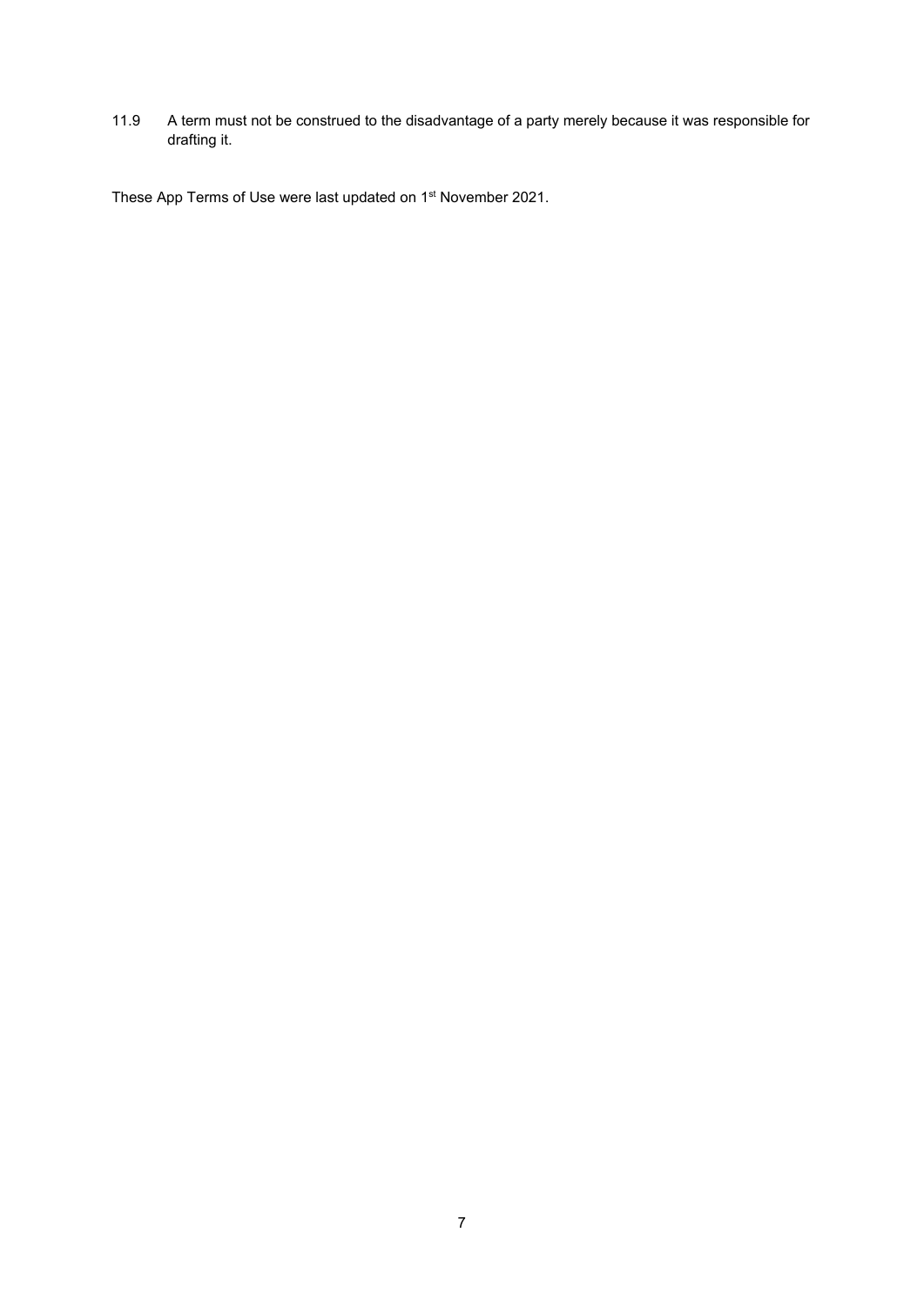11.9 A term must not be construed to the disadvantage of a party merely because it was responsible for drafting it.

These App Terms of Use were last updated on 1st November 2021.